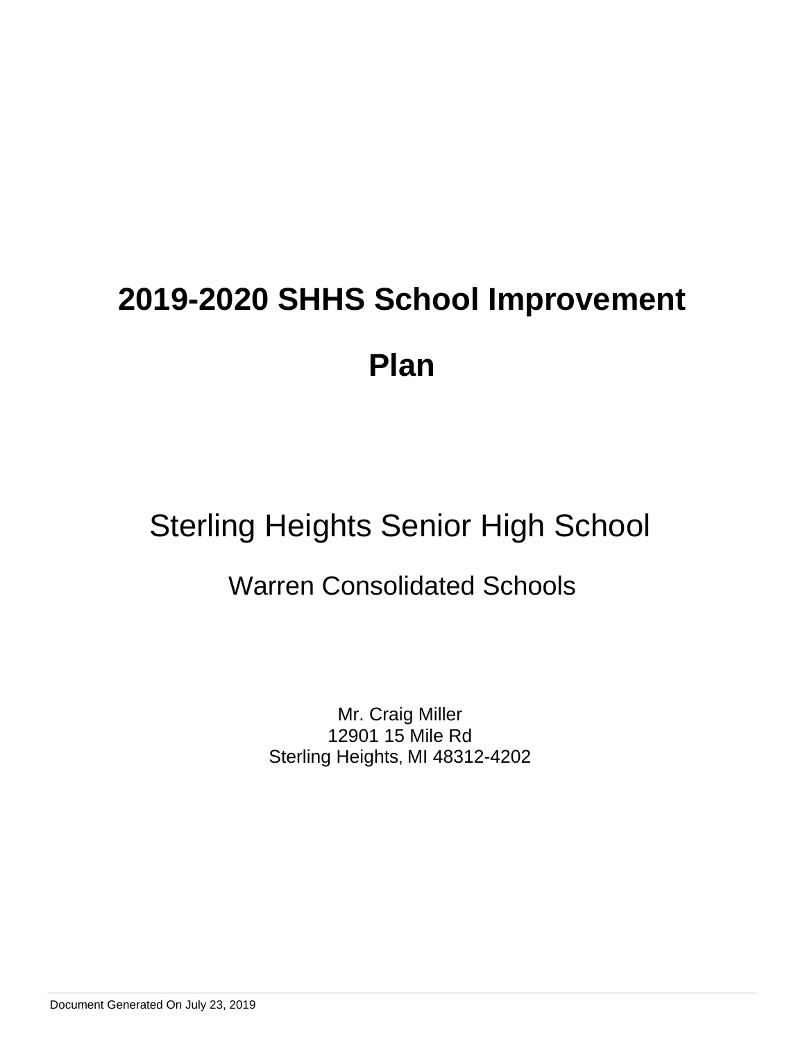# 2019-2020 SHHS School Improvement Plan

## Sterling Heights Senior High School

### Warren Consolidated Schools

Mr. Craig Miller
12901 15 Mile Rd
Sterling Heights, MI 48312-4202

Document Generated On July 23, 2019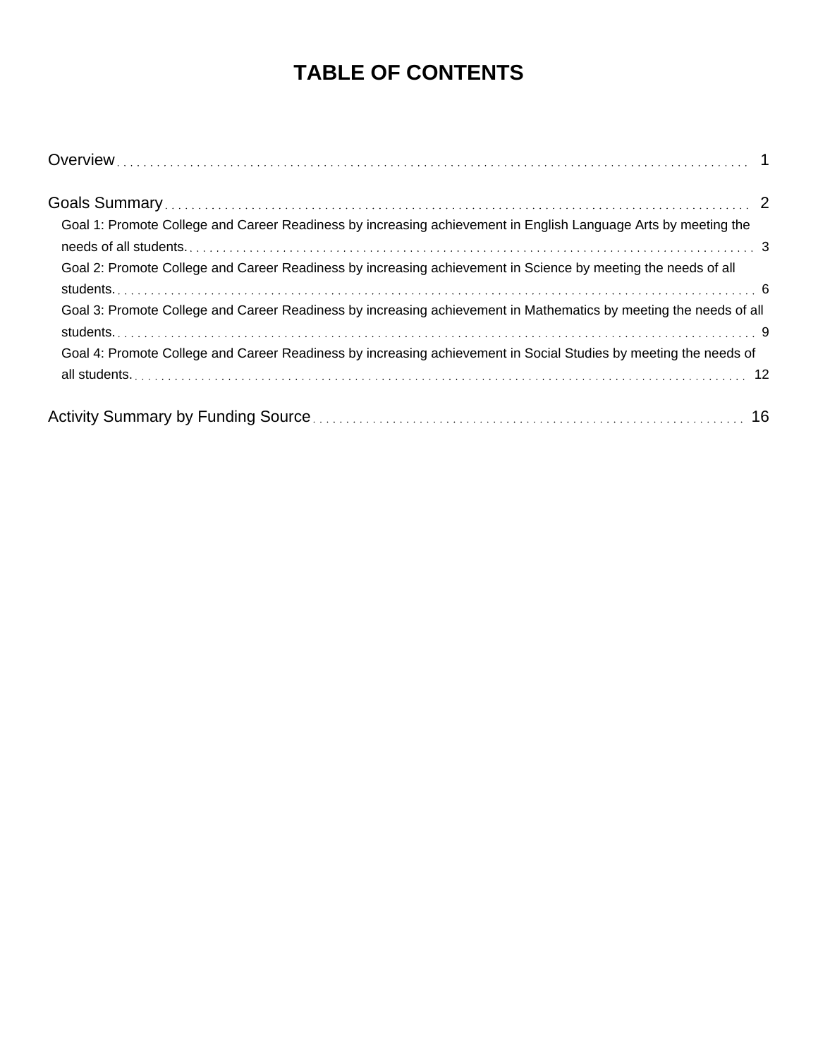# TABLE OF CONTENTS

Overview . . . . . . . . . . 1

Goals Summary . . . . . . . . . . 2

- Goal 1: Promote College and Career Readiness by increasing achievement in English Language Arts by meeting the needs of all students. . . . . . . . . . 3
- Goal 2: Promote College and Career Readiness by increasing achievement in Science by meeting the needs of all students. . . . . . . . . . 6
- Goal 3: Promote College and Career Readiness by increasing achievement in Mathematics by meeting the needs of all students. . . . . . . . . . 9
- Goal 4: Promote College and Career Readiness by increasing achievement in Social Studies by meeting the needs of all students. . . . . . . . . . 12

Activity Summary by Funding Source . . . . . . . . . . 16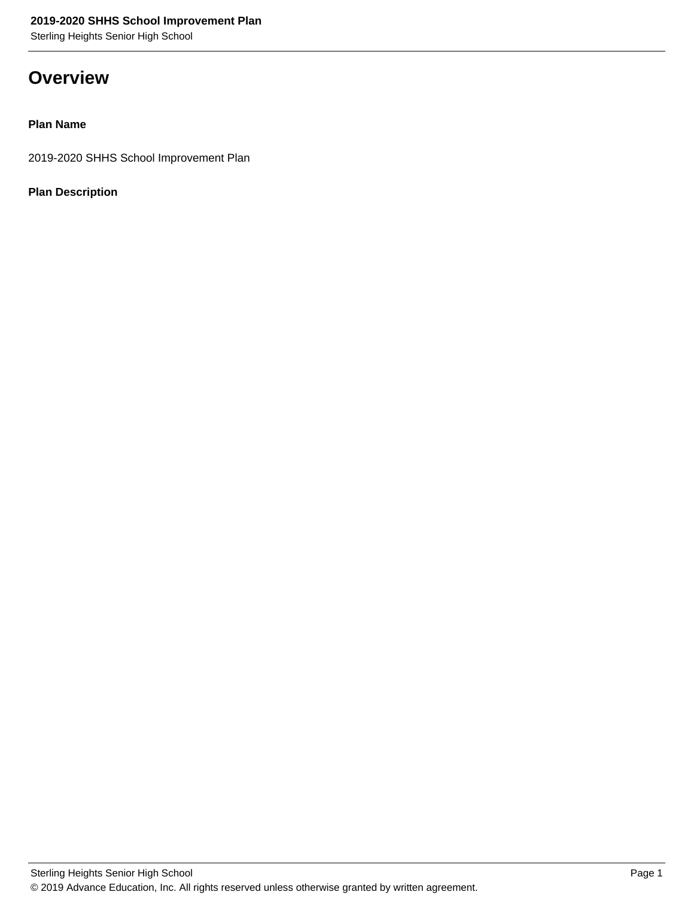# Overview

**Plan Name**

2019-2020 SHHS School Improvement Plan

**Plan Description**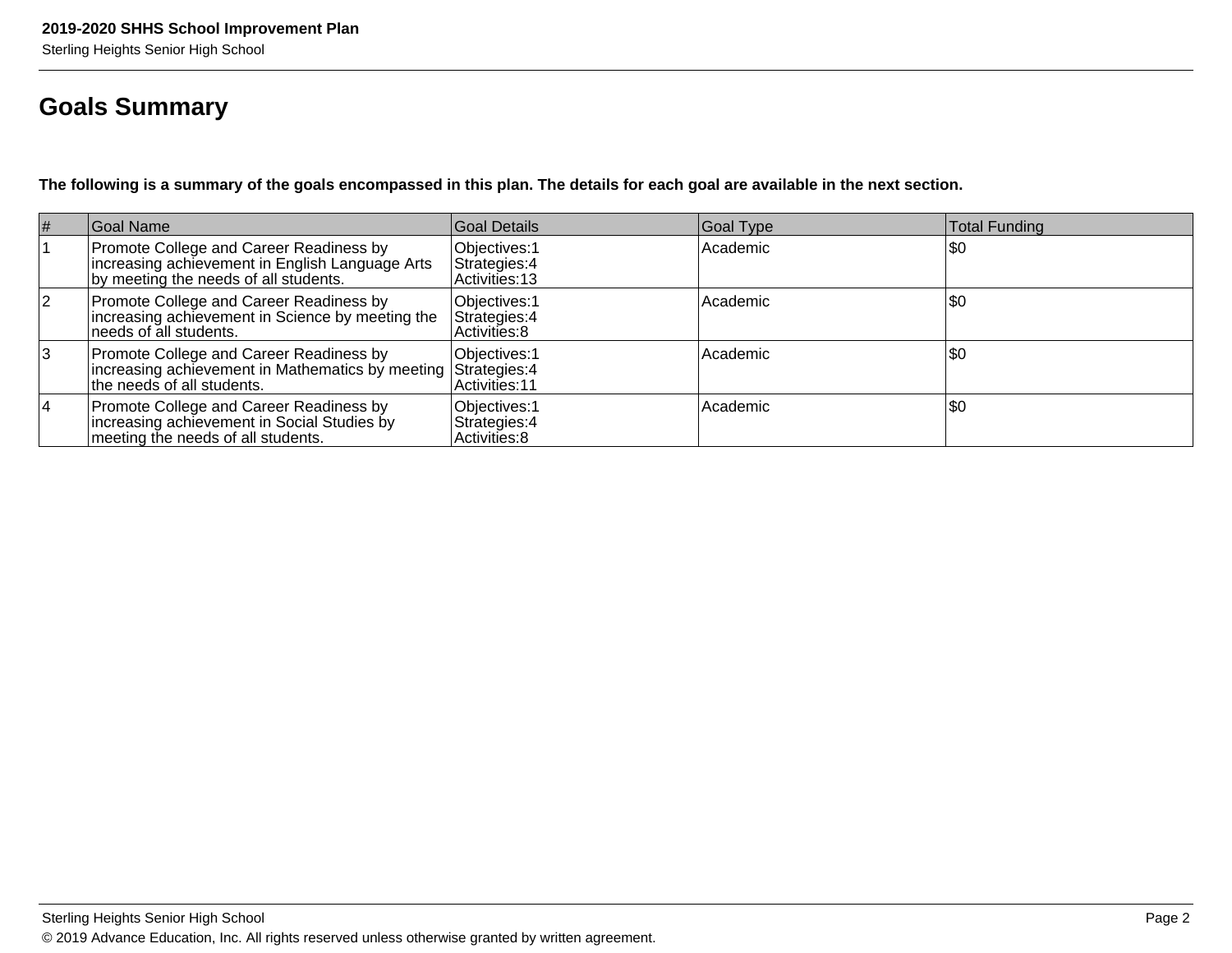## Goals Summary

**The following is a summary of the goals encompassed in this plan. The details for each goal are available in the next section.**

| # | Goal Name | Goal Details | Goal Type | Total Funding |
|---|---|---|---|---|
| 1 | Promote College and Career Readiness by increasing achievement in English Language Arts by meeting the needs of all students. | Objectives:1<br>Strategies:4<br>Activities:13 | Academic | $0 |
| 2 | Promote College and Career Readiness by increasing achievement in Science by meeting the needs of all students. | Objectives:1<br>Strategies:4<br>Activities:8 | Academic | $0 |
| 3 | Promote College and Career Readiness by increasing achievement in Mathematics by meeting the needs of all students. | Objectives:1<br>Strategies:4<br>Activities:11 | Academic | $0 |
| 4 | Promote College and Career Readiness by increasing achievement in Social Studies by meeting the needs of all students. | Objectives:1<br>Strategies:4<br>Activities:8 | Academic | $0 |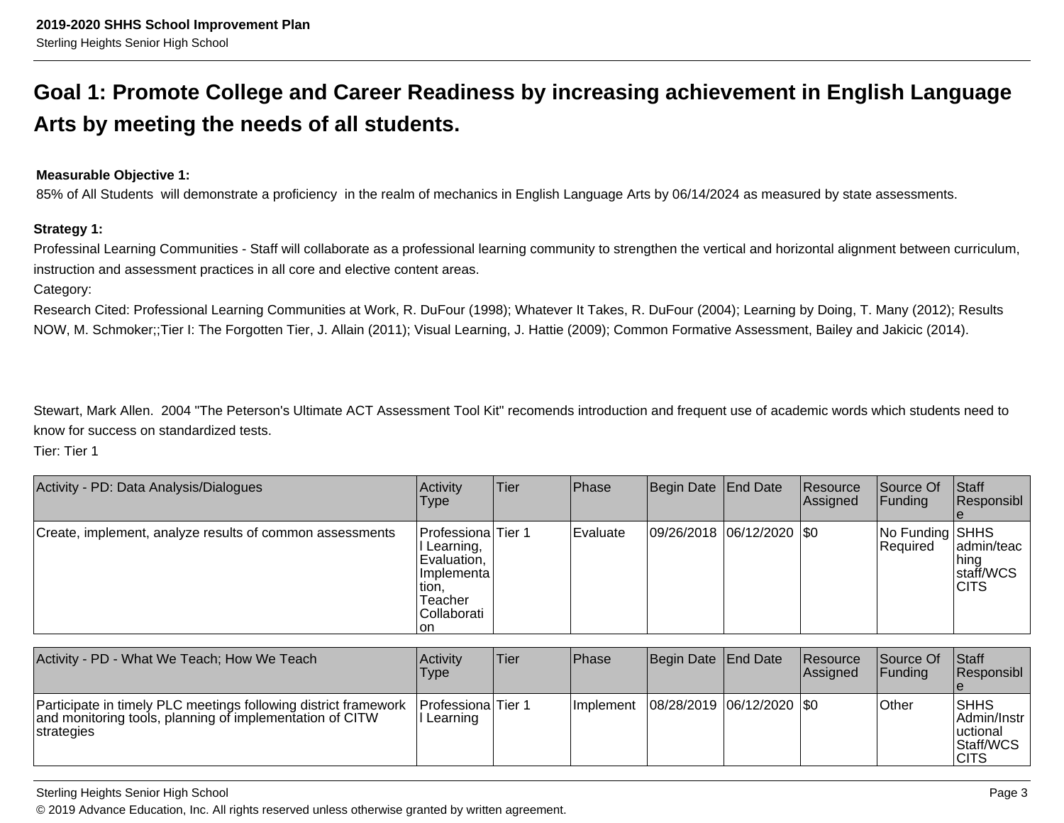## Goal 1: Promote College and Career Readiness by increasing achievement in English Language Arts by meeting the needs of all students.

**Measurable Objective 1:**

85% of All Students will demonstrate a proficiency in the realm of mechanics in English Language Arts by 06/14/2024 as measured by state assessments.

**Strategy 1:**

Professinal Learning Communities - Staff will collaborate as a professional learning community to strengthen the vertical and horizontal alignment between curriculum, instruction and assessment practices in all core and elective content areas.

Category:

Research Cited: Professional Learning Communities at Work, R. DuFour (1998); Whatever It Takes, R. DuFour (2004); Learning by Doing, T. Many (2012); Results NOW, M. Schmoker;;Tier I: The Forgotten Tier, J. Allain (2011); Visual Learning, J. Hattie (2009); Common Formative Assessment, Bailey and Jakicic (2014).

Stewart, Mark Allen. 2004 "The Peterson's Ultimate ACT Assessment Tool Kit" recomends introduction and frequent use of academic words which students need to know for success on standardized tests.

Tier: Tier 1

| Activity - PD: Data Analysis/Dialogues | Activity Type | Tier | Phase | Begin Date | End Date | Resource Assigned | Source Of Funding | Staff Responsible |
|---|---|---|---|---|---|---|---|---|
| Create, implement, analyze results of common assessments | Professional Learning, Evaluation, Implementation, Teacher Collaboration | Tier 1 | Evaluate | 09/26/2018 | 06/12/2020 | $0 | No Funding Required | SHHS admin/teaching staff/WCS CITS |

| Activity - PD - What We Teach; How We Teach | Activity Type | Tier | Phase | Begin Date | End Date | Resource Assigned | Source Of Funding | Staff Responsible |
|---|---|---|---|---|---|---|---|---|
| Participate in timely PLC meetings following district framework and monitoring tools, planning of implementation of CITW strategies | Professional Learning | Tier 1 | Implement | 08/28/2019 | 06/12/2020 | $0 | Other | SHHS Admin/Instructional Staff/WCS CITS |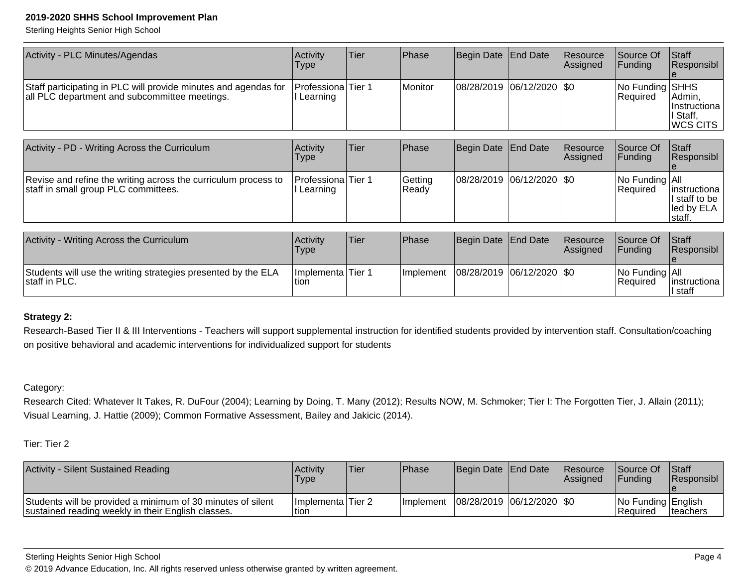| Activity - PLC Minutes/Agendas | Activity Type | Tier | Phase | Begin Date | End Date | Resource Assigned | Source Of Funding | Staff Responsible |
|---|---|---|---|---|---|---|---|---|
| Staff participating in PLC will provide minutes and agendas for all PLC department and subcommittee meetings. | Professional Learning | Tier 1 | Monitor | 08/28/2019 | 06/12/2020 | $0 | No Funding Required | SHHS Admin, Instructional Staff, WCS CITS |

| Activity - PD - Writing Across the Curriculum | Activity Type | Tier | Phase | Begin Date | End Date | Resource Assigned | Source Of Funding | Staff Responsible |
|---|---|---|---|---|---|---|---|---|
| Revise and refine the writing across the curriculum process to staff in small group PLC committees. | Professional Learning | Tier 1 | Getting Ready | 08/28/2019 | 06/12/2020 | $0 | No Funding Required | All instructional staff to be led by ELA staff. |

| Activity - Writing Across the Curriculum | Activity Type | Tier | Phase | Begin Date | End Date | Resource Assigned | Source Of Funding | Staff Responsible |
|---|---|---|---|---|---|---|---|---|
| Students will use the writing strategies presented by the ELA staff in PLC. | Implementation | Tier 1 | Implement | 08/28/2019 | 06/12/2020 | $0 | No Funding Required | All instructional staff |

**Strategy 2:**

Research-Based Tier II & III Interventions - Teachers will support supplemental instruction for identified students provided by intervention staff. Consultation/coaching on positive behavioral and academic interventions for individualized support for students

Category:

Research Cited: Whatever It Takes, R. DuFour (2004); Learning by Doing, T. Many (2012); Results NOW, M. Schmoker; Tier I: The Forgotten Tier, J. Allain (2011); Visual Learning, J. Hattie (2009); Common Formative Assessment, Bailey and Jakicic (2014).

Tier: Tier 2

| Activity - Silent Sustained Reading | Activity Type | Tier | Phase | Begin Date | End Date | Resource Assigned | Source Of Funding | Staff Responsible |
|---|---|---|---|---|---|---|---|---|
| Students will be provided a minimum of 30 minutes of silent sustained reading weekly in their English classes. | Implementation | Tier 2 | Implement | 08/28/2019 | 06/12/2020 | $0 | No Funding Required | English teachers |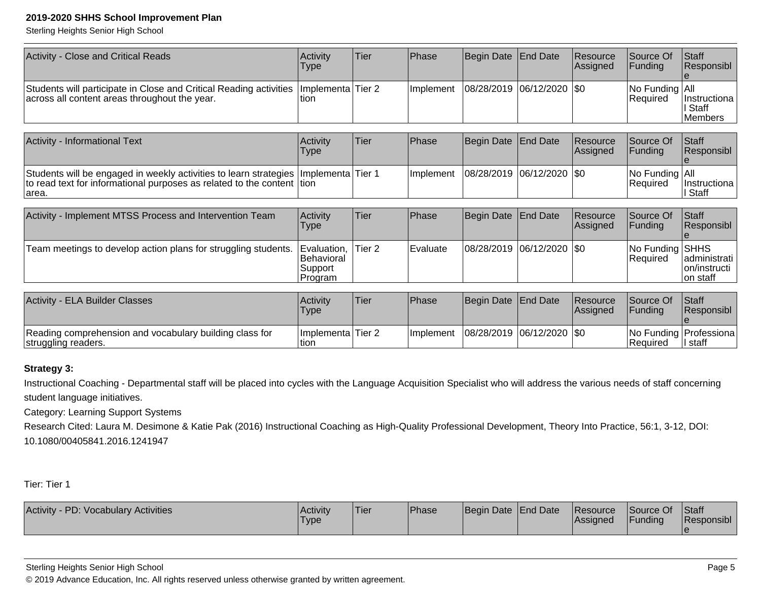| Activity - Close and Critical Reads | Activity Type | Tier | Phase | Begin Date | End Date | Resource Assigned | Source Of Funding | Staff Responsible |
|---|---|---|---|---|---|---|---|---|
| Students will participate in Close and Critical Reading activities across all content areas throughout the year. | Implementation | Tier 2 | Implement | 08/28/2019 | 06/12/2020 | $0 | No Funding Required | All Instructional Staff Members |

| Activity - Informational Text | Activity Type | Tier | Phase | Begin Date | End Date | Resource Assigned | Source Of Funding | Staff Responsible |
|---|---|---|---|---|---|---|---|---|
| Students will be engaged in weekly activities to learn strategies to read text for informational purposes as related to the content area. | Implementation | Tier 1 | Implement | 08/28/2019 | 06/12/2020 | $0 | No Funding Required | All Instructional Staff |

| Activity - Implement MTSS Process and Intervention Team | Activity Type | Tier | Phase | Begin Date | End Date | Resource Assigned | Source Of Funding | Staff Responsible |
|---|---|---|---|---|---|---|---|---|
| Team meetings to develop action plans for struggling students. | Evaluation, Behavioral Support Program | Tier 2 | Evaluate | 08/28/2019 | 06/12/2020 | $0 | No Funding Required | SHHS administration/instruction staff |

| Activity - ELA Builder Classes | Activity Type | Tier | Phase | Begin Date | End Date | Resource Assigned | Source Of Funding | Staff Responsible |
|---|---|---|---|---|---|---|---|---|
| Reading comprehension and vocabulary building class for struggling readers. | Implementation | Tier 2 | Implement | 08/28/2019 | 06/12/2020 | $0 | No Funding Required | Professional staff |

**Strategy 3:**

Instructional Coaching - Departmental staff will be placed into cycles with the Language Acquisition Specialist who will address the various needs of staff concerning student language initiatives.

Category: Learning Support Systems

Research Cited: Laura M. Desimone & Katie Pak (2016) Instructional Coaching as High-Quality Professional Development, Theory Into Practice, 56:1, 3-12, DOI: 10.1080/00405841.2016.1241947

Tier: Tier 1

| Activity - PD: Vocabulary Activities | Activity Type | Tier | Phase | Begin Date | End Date | Resource Assigned | Source Of Funding | Staff Responsible |
|---|---|---|---|---|---|---|---|---|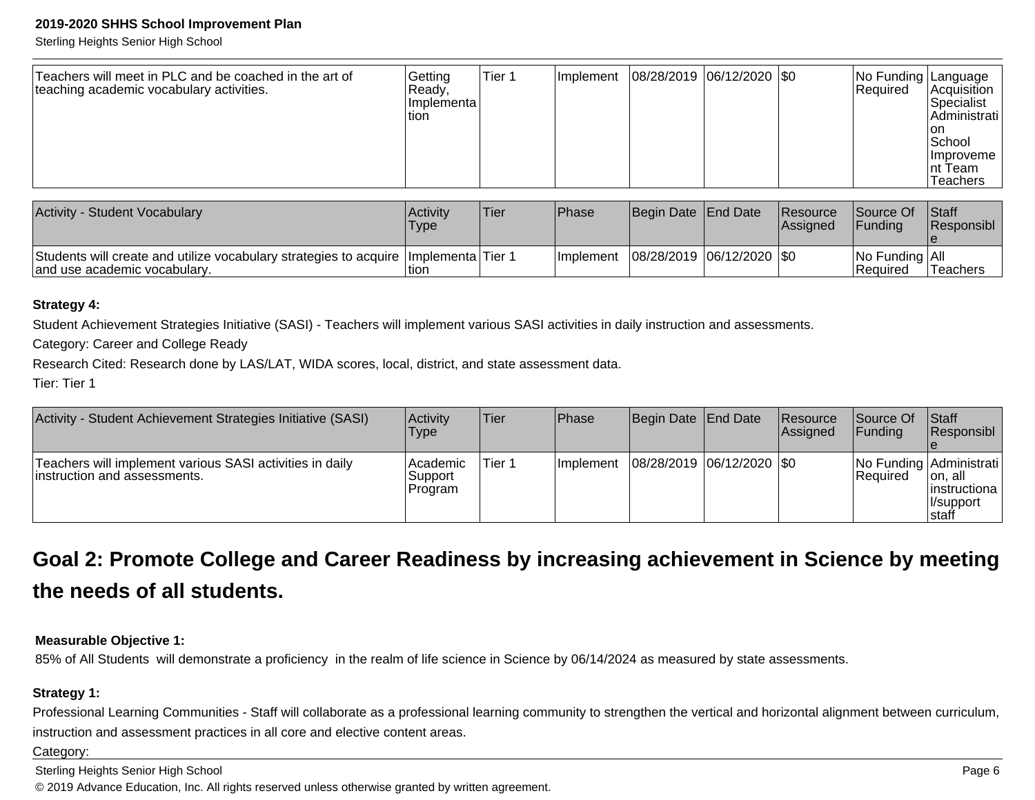| Teachers will meet in PLC and be coached in the art of teaching academic vocabulary activities. | Getting Ready, Implementation | Tier 1 | Implement | 08/28/2019 | 06/12/2020 | $0 | No Funding Required | Language Acquisition Specialist Administration School Improvement Team Teachers |
|---|---|---|---|---|---|---|---|---|

| Activity - Student Vocabulary | Activity Type | Tier | Phase | Begin Date | End Date | Resource Assigned | Source Of Funding | Staff Responsible |
|---|---|---|---|---|---|---|---|---|
| Students will create and utilize vocabulary strategies to acquire and use academic vocabulary. | Implementation | Tier 1 | Implement | 08/28/2019 | 06/12/2020 | $0 | No Funding Required | All Teachers |

**Strategy 4:**

Student Achievement Strategies Initiative (SASI) - Teachers will implement various SASI activities in daily instruction and assessments.

Category: Career and College Ready

Research Cited: Research done by LAS/LAT, WIDA scores, local, district, and state assessment data.

Tier: Tier 1

| Activity - Student Achievement Strategies Initiative (SASI) | Activity Type | Tier | Phase | Begin Date | End Date | Resource Assigned | Source Of Funding | Staff Responsible |
|---|---|---|---|---|---|---|---|---|
| Teachers will implement various SASI activities in daily instruction and assessments. | Academic Support Program | Tier 1 | Implement | 08/28/2019 | 06/12/2020 | $0 | No Funding Required | Administration, all instructional/support staff |

## Goal 2: Promote College and Career Readiness by increasing achievement in Science by meeting the needs of all students.

**Measurable Objective 1:**

85% of All Students will demonstrate a proficiency in the realm of life science in Science by 06/14/2024 as measured by state assessments.

**Strategy 1:**

Professional Learning Communities - Staff will collaborate as a professional learning community to strengthen the vertical and horizontal alignment between curriculum, instruction and assessment practices in all core and elective content areas.

Category: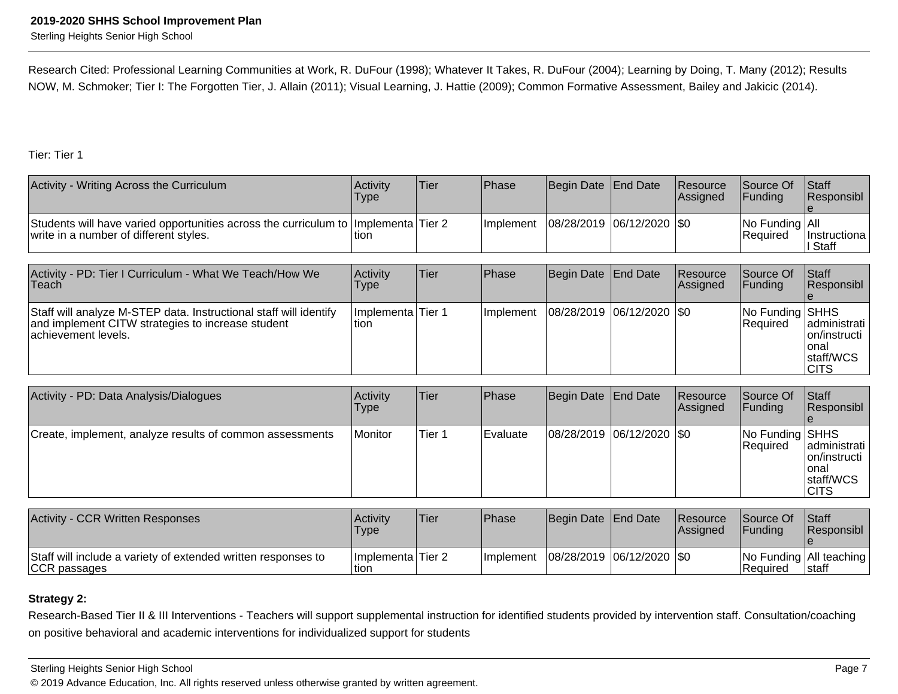Research Cited: Professional Learning Communities at Work, R. DuFour (1998); Whatever It Takes, R. DuFour (2004); Learning by Doing, T. Many (2012); Results NOW, M. Schmoker; Tier I: The Forgotten Tier, J. Allain (2011); Visual Learning, J. Hattie (2009); Common Formative Assessment, Bailey and Jakicic (2014).

Tier: Tier 1

| Activity - Writing Across the Curriculum | Activity Type | Tier | Phase | Begin Date | End Date | Resource Assigned | Source Of Funding | Staff Responsible |
|---|---|---|---|---|---|---|---|---|
| Students will have varied opportunities across the curriculum to write in a number of different styles. | Implementation | Tier 2 | Implement | 08/28/2019 | 06/12/2020 | $0 | No Funding Required | All Instructional Staff |

| Activity - PD: Tier I Curriculum - What We Teach/How We Teach | Activity Type | Tier | Phase | Begin Date | End Date | Resource Assigned | Source Of Funding | Staff Responsible |
|---|---|---|---|---|---|---|---|---|
| Staff will analyze M-STEP data. Instructional staff will identify and implement CITW strategies to increase student achievement levels. | Implementation | Tier 1 | Implement | 08/28/2019 | 06/12/2020 | $0 | No Funding Required | SHHS administration/instructional staff/WCS CITS |

| Activity - PD: Data Analysis/Dialogues | Activity Type | Tier | Phase | Begin Date | End Date | Resource Assigned | Source Of Funding | Staff Responsible |
|---|---|---|---|---|---|---|---|---|
| Create, implement, analyze results of common assessments | Monitor | Tier 1 | Evaluate | 08/28/2019 | 06/12/2020 | $0 | No Funding Required | SHHS administration/instructional staff/WCS CITS |

| Activity - CCR Written Responses | Activity Type | Tier | Phase | Begin Date | End Date | Resource Assigned | Source Of Funding | Staff Responsible |
|---|---|---|---|---|---|---|---|---|
| Staff will include a variety of extended written responses to CCR passages | Implementation | Tier 2 | Implement | 08/28/2019 | 06/12/2020 | $0 | No Funding Required | All teaching staff |

**Strategy 2:**

Research-Based Tier II & III Interventions - Teachers will support supplemental instruction for identified students provided by intervention staff. Consultation/coaching on positive behavioral and academic interventions for individualized support for students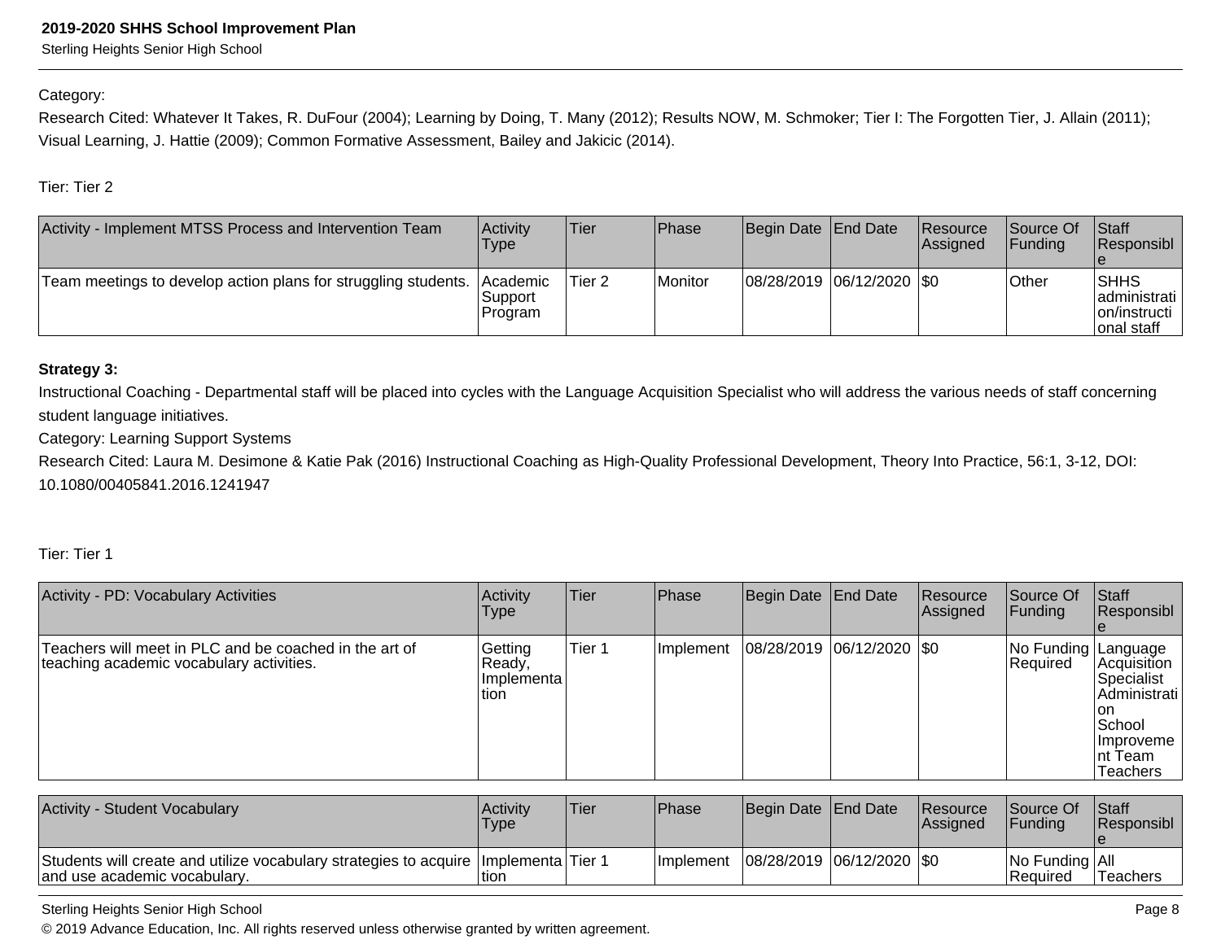Category:

Research Cited: Whatever It Takes, R. DuFour (2004); Learning by Doing, T. Many (2012); Results NOW, M. Schmoker; Tier I: The Forgotten Tier, J. Allain (2011); Visual Learning, J. Hattie (2009); Common Formative Assessment, Bailey and Jakicic (2014).

Tier: Tier 2

| Activity - Implement MTSS Process and Intervention Team | Activity Type | Tier | Phase | Begin Date | End Date | Resource Assigned | Source Of Funding | Staff Responsible |
|---|---|---|---|---|---|---|---|---|
| Team meetings to develop action plans for struggling students. | Academic Support Program | Tier 2 | Monitor | 08/28/2019 | 06/12/2020 | $0 | Other | SHHS administration/instructional staff |

**Strategy 3:**

Instructional Coaching - Departmental staff will be placed into cycles with the Language Acquisition Specialist who will address the various needs of staff concerning student language initiatives.

Category: Learning Support Systems

Research Cited: Laura M. Desimone & Katie Pak (2016) Instructional Coaching as High-Quality Professional Development, Theory Into Practice, 56:1, 3-12, DOI: 10.1080/00405841.2016.1241947

Tier: Tier 1

| Activity - PD: Vocabulary Activities | Activity Type | Tier | Phase | Begin Date | End Date | Resource Assigned | Source Of Funding | Staff Responsible |
|---|---|---|---|---|---|---|---|---|
| Teachers will meet in PLC and be coached in the art of teaching academic vocabulary activities. | Getting Ready, Implementation | Tier 1 | Implement | 08/28/2019 | 06/12/2020 | $0 | No Funding Required | Language Acquisition Specialist Administration School Improvement Team Teachers |

| Activity - Student Vocabulary | Activity Type | Tier | Phase | Begin Date | End Date | Resource Assigned | Source Of Funding | Staff Responsible |
|---|---|---|---|---|---|---|---|---|
| Students will create and utilize vocabulary strategies to acquire and use academic vocabulary. | Implementation | Tier 1 | Implement | 08/28/2019 | 06/12/2020 | $0 | No Funding Required | All Teachers |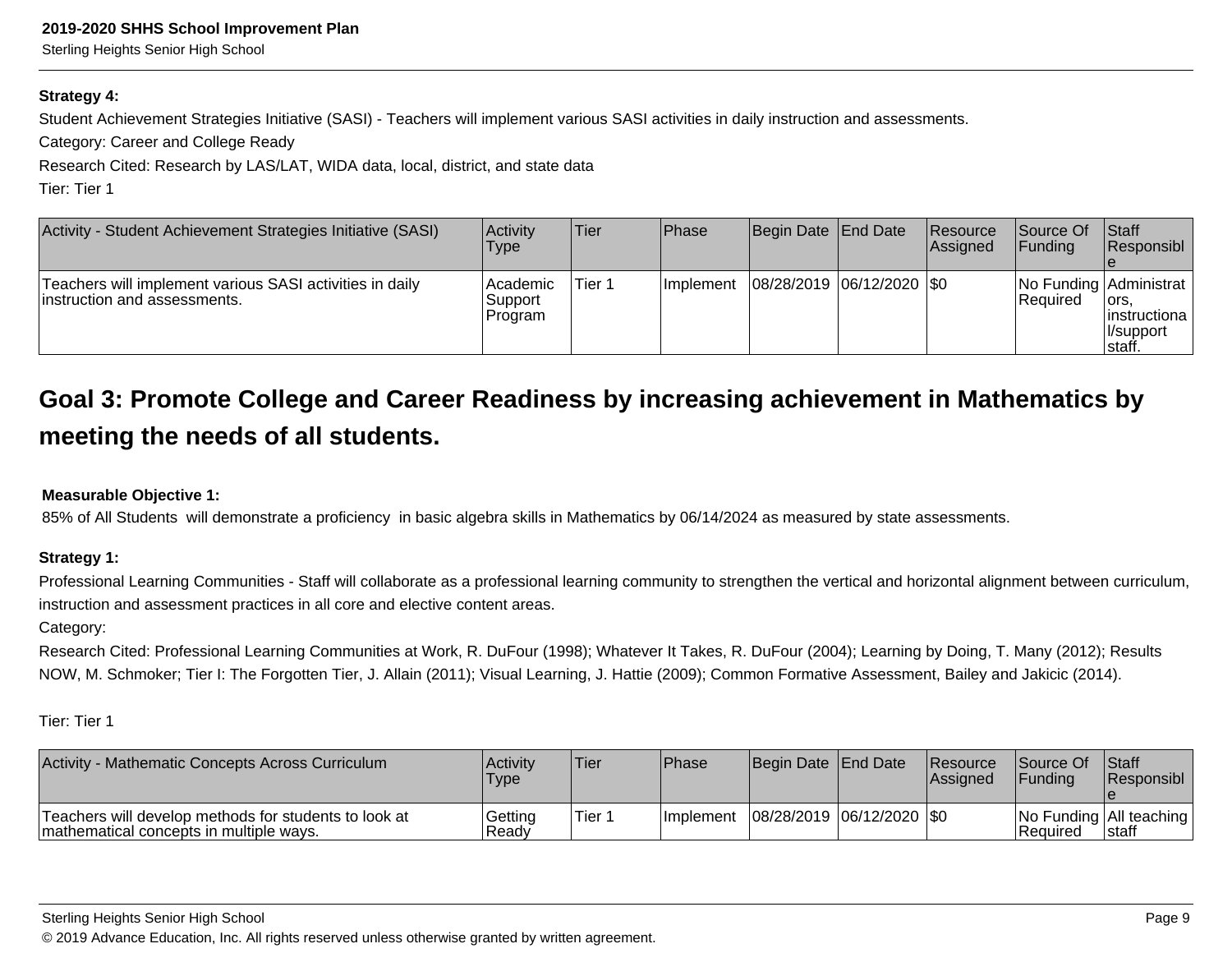**Strategy 4:**

Student Achievement Strategies Initiative (SASI) - Teachers will implement various SASI activities in daily instruction and assessments.

Category: Career and College Ready

Research Cited: Research by LAS/LAT, WIDA data, local, district, and state data

Tier: Tier 1

| Activity - Student Achievement Strategies Initiative (SASI) | Activity Type | Tier | Phase | Begin Date | End Date | Resource Assigned | Source Of Funding | Staff Responsible |
|---|---|---|---|---|---|---|---|---|
| Teachers will implement various SASI activities in daily instruction and assessments. | Academic Support Program | Tier 1 | Implement | 08/28/2019 | 06/12/2020 | $0 | No Funding Required | Administrators, instructional/support staff. |

# Goal 3: Promote College and Career Readiness by increasing achievement in Mathematics by meeting the needs of all students.

**Measurable Objective 1:**

85% of All Students will demonstrate a proficiency in basic algebra skills in Mathematics by 06/14/2024 as measured by state assessments.

**Strategy 1:**

Professional Learning Communities - Staff will collaborate as a professional learning community to strengthen the vertical and horizontal alignment between curriculum, instruction and assessment practices in all core and elective content areas.

Category:

Research Cited: Professional Learning Communities at Work, R. DuFour (1998); Whatever It Takes, R. DuFour (2004); Learning by Doing, T. Many (2012); Results NOW, M. Schmoker; Tier I: The Forgotten Tier, J. Allain (2011); Visual Learning, J. Hattie (2009); Common Formative Assessment, Bailey and Jakicic (2014).

Tier: Tier 1

| Activity - Mathematic Concepts Across Curriculum | Activity Type | Tier | Phase | Begin Date | End Date | Resource Assigned | Source Of Funding | Staff Responsible |
|---|---|---|---|---|---|---|---|---|
| Teachers will develop methods for students to look at mathematical concepts in multiple ways. | Getting Ready | Tier 1 | Implement | 08/28/2019 | 06/12/2020 | $0 | No Funding Required | All teaching staff |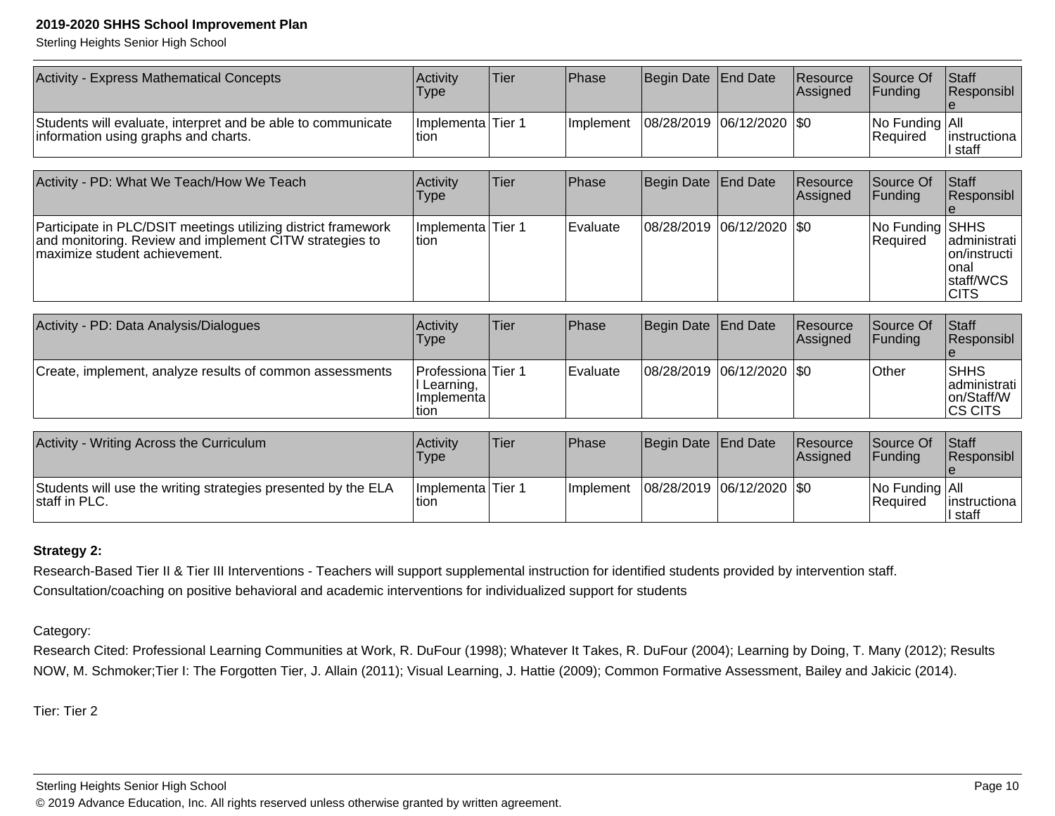| Activity - Express Mathematical Concepts | Activity Type | Tier | Phase | Begin Date | End Date | Resource Assigned | Source Of Funding | Staff Responsible |
|---|---|---|---|---|---|---|---|---|
| Students will evaluate, interpret and be able to communicate information using graphs and charts. | Implementation | Tier 1 | Implement | 08/28/2019 | 06/12/2020 | $0 | No Funding Required | All instructional staff |

| Activity - PD: What We Teach/How We Teach | Activity Type | Tier | Phase | Begin Date | End Date | Resource Assigned | Source Of Funding | Staff Responsible |
|---|---|---|---|---|---|---|---|---|
| Participate in PLC/DSIT meetings utilizing district framework and monitoring. Review and implement CITW strategies to maximize student achievement. | Implementation | Tier 1 | Evaluate | 08/28/2019 | 06/12/2020 | $0 | No Funding Required | SHHS administration/instructional staff/WCS CITS |

| Activity - PD: Data Analysis/Dialogues | Activity Type | Tier | Phase | Begin Date | End Date | Resource Assigned | Source Of Funding | Staff Responsible |
|---|---|---|---|---|---|---|---|---|
| Create, implement, analyze results of common assessments | Professional Learning, Implementation | Tier 1 | Evaluate | 08/28/2019 | 06/12/2020 | $0 | Other | SHHS administration/Staff/WCS CITS |

| Activity - Writing Across the Curriculum | Activity Type | Tier | Phase | Begin Date | End Date | Resource Assigned | Source Of Funding | Staff Responsible |
|---|---|---|---|---|---|---|---|---|
| Students will use the writing strategies presented by the ELA staff in PLC. | Implementation | Tier 1 | Implement | 08/28/2019 | 06/12/2020 | $0 | No Funding Required | All instructional staff |

**Strategy 2:**

Research-Based Tier II & Tier III Interventions - Teachers will support supplemental instruction for identified students provided by intervention staff. Consultation/coaching on positive behavioral and academic interventions for individualized support for students

Category:

Research Cited: Professional Learning Communities at Work, R. DuFour (1998); Whatever It Takes, R. DuFour (2004); Learning by Doing, T. Many (2012); Results NOW, M. Schmoker;Tier I: The Forgotten Tier, J. Allain (2011); Visual Learning, J. Hattie (2009); Common Formative Assessment, Bailey and Jakicic (2014).

Tier: Tier 2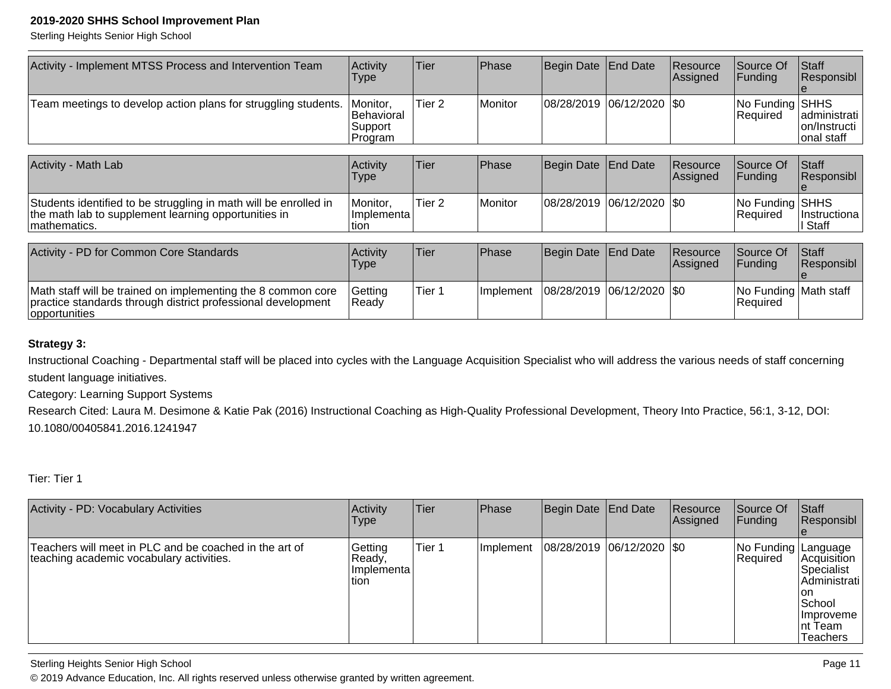| Activity - Implement MTSS Process and Intervention Team | Activity Type | Tier | Phase | Begin Date | End Date | Resource Assigned | Source Of Funding | Staff Responsible |
|---|---|---|---|---|---|---|---|---|
| Team meetings to develop action plans for struggling students. | Monitor, Behavioral Support Program | Tier 2 | Monitor | 08/28/2019 | 06/12/2020 | $0 | No Funding Required | SHHS administration/Instructional staff |

| Activity - Math Lab | Activity Type | Tier | Phase | Begin Date | End Date | Resource Assigned | Source Of Funding | Staff Responsible |
|---|---|---|---|---|---|---|---|---|
| Students identified to be struggling in math will be enrolled in the math lab to supplement learning opportunities in mathematics. | Monitor, Implementation | Tier 2 | Monitor | 08/28/2019 | 06/12/2020 | $0 | No Funding Required | SHHS Instructional Staff |

| Activity - PD for Common Core Standards | Activity Type | Tier | Phase | Begin Date | End Date | Resource Assigned | Source Of Funding | Staff Responsible |
|---|---|---|---|---|---|---|---|---|
| Math staff will be trained on implementing the 8 common core practice standards through district professional development opportunities | Getting Ready | Tier 1 | Implement | 08/28/2019 | 06/12/2020 | $0 | No Funding Required | Math staff |

**Strategy 3:**

Instructional Coaching - Departmental staff will be placed into cycles with the Language Acquisition Specialist who will address the various needs of staff concerning student language initiatives.

Category: Learning Support Systems

Research Cited: Laura M. Desimone & Katie Pak (2016) Instructional Coaching as High-Quality Professional Development, Theory Into Practice, 56:1, 3-12, DOI: 10.1080/00405841.2016.1241947

Tier: Tier 1

| Activity - PD: Vocabulary Activities | Activity Type | Tier | Phase | Begin Date | End Date | Resource Assigned | Source Of Funding | Staff Responsible |
|---|---|---|---|---|---|---|---|---|
| Teachers will meet in PLC and be coached in the art of teaching academic vocabulary activities. | Getting Ready, Implementation | Tier 1 | Implement | 08/28/2019 | 06/12/2020 | $0 | No Funding Required | Language Acquisition Specialist Administration School Improvement Team Teachers |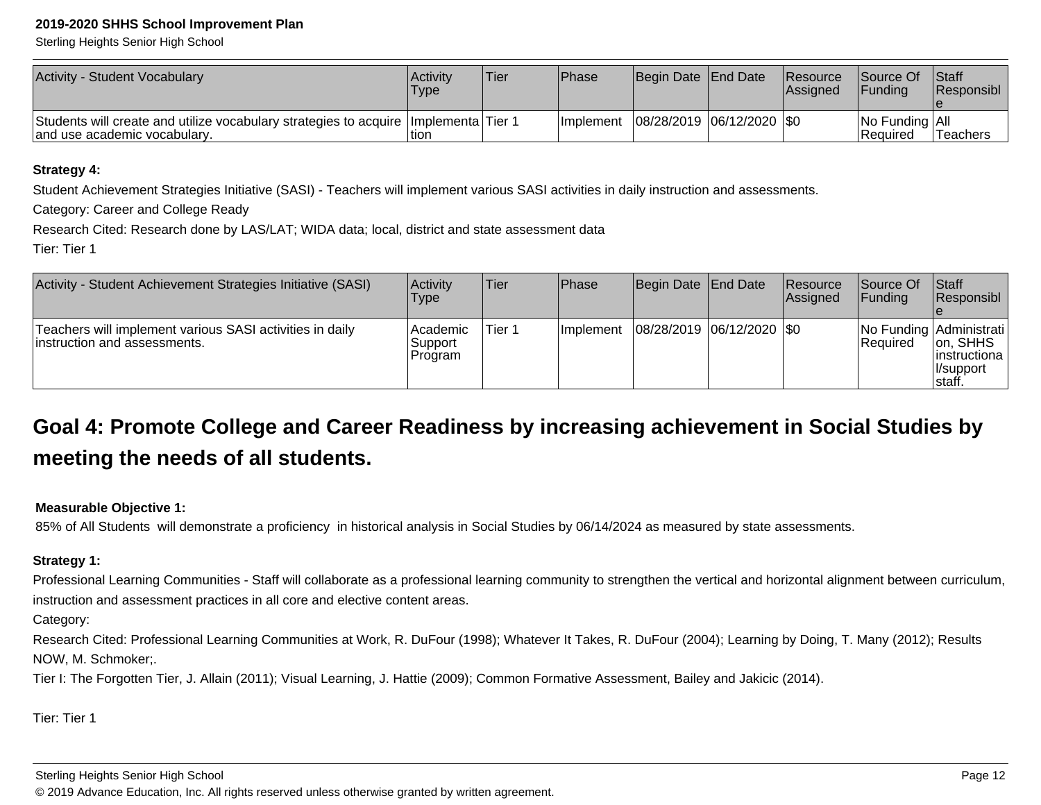| Activity - Student Vocabulary | Activity Type | Tier | Phase | Begin Date | End Date | Resource Assigned | Source Of Funding | Staff Responsible |
|---|---|---|---|---|---|---|---|---|
| Students will create and utilize vocabulary strategies to acquire and use academic vocabulary. | Implementation | Tier 1 | Implement | 08/28/2019 | 06/12/2020 | $0 | No Funding Required | All Teachers |

**Strategy 4:**

Student Achievement Strategies Initiative (SASI) - Teachers will implement various SASI activities in daily instruction and assessments.

Category: Career and College Ready

Research Cited: Research done by LAS/LAT; WIDA data; local, district and state assessment data

Tier: Tier 1

| Activity - Student Achievement Strategies Initiative (SASI) | Activity Type | Tier | Phase | Begin Date | End Date | Resource Assigned | Source Of Funding | Staff Responsible |
|---|---|---|---|---|---|---|---|---|
| Teachers will implement various SASI activities in daily instruction and assessments. | Academic Support Program | Tier 1 | Implement | 08/28/2019 | 06/12/2020 | $0 | No Funding Required | Administration, SHHS instructional/support staff. |

## Goal 4: Promote College and Career Readiness by increasing achievement in Social Studies by meeting the needs of all students.

**Measurable Objective 1:**

85% of All Students will demonstrate a proficiency in historical analysis in Social Studies by 06/14/2024 as measured by state assessments.

**Strategy 1:**

Professional Learning Communities - Staff will collaborate as a professional learning community to strengthen the vertical and horizontal alignment between curriculum, instruction and assessment practices in all core and elective content areas.

Category:

Research Cited: Professional Learning Communities at Work, R. DuFour (1998); Whatever It Takes, R. DuFour (2004); Learning by Doing, T. Many (2012); Results NOW, M. Schmoker;.
Tier I: The Forgotten Tier, J. Allain (2011); Visual Learning, J. Hattie (2009); Common Formative Assessment, Bailey and Jakicic (2014).

Tier: Tier 1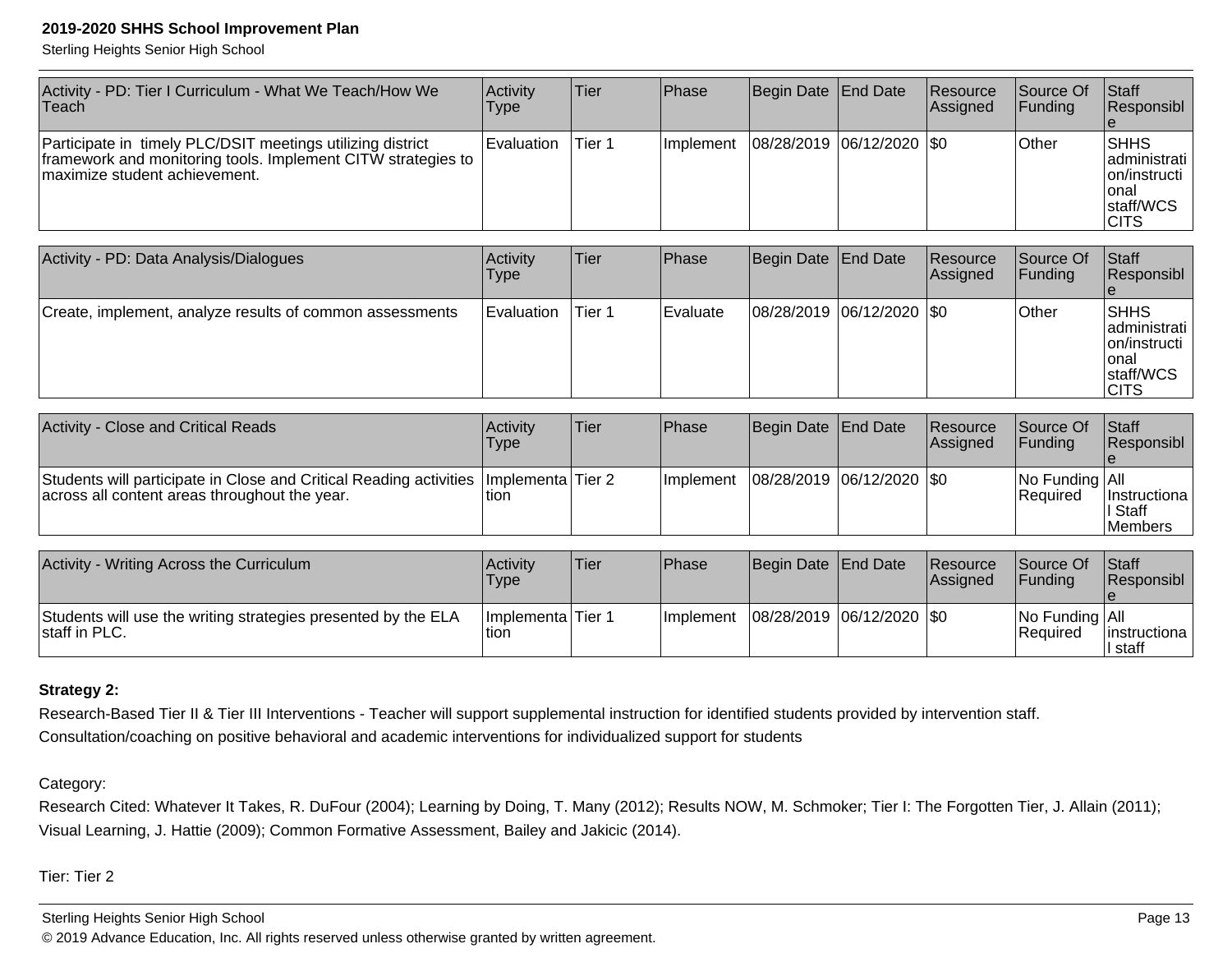| Activity - PD: Tier I Curriculum - What We Teach/How We Teach | Activity Type | Tier | Phase | Begin Date | End Date | Resource Assigned | Source Of Funding | Staff Responsible |
|---|---|---|---|---|---|---|---|---|
| Participate in timely PLC/DSIT meetings utilizing district framework and monitoring tools. Implement CITW strategies to maximize student achievement. | Evaluation | Tier 1 | Implement | 08/28/2019 | 06/12/2020 | $0 | Other | SHHS administration/instructional staff/WCS CITS |

| Activity - PD: Data Analysis/Dialogues | Activity Type | Tier | Phase | Begin Date | End Date | Resource Assigned | Source Of Funding | Staff Responsible |
|---|---|---|---|---|---|---|---|---|
| Create, implement, analyze results of common assessments | Evaluation | Tier 1 | Evaluate | 08/28/2019 | 06/12/2020 | $0 | Other | SHHS administration/instructional staff/WCS CITS |

| Activity - Close and Critical Reads | Activity Type | Tier | Phase | Begin Date | End Date | Resource Assigned | Source Of Funding | Staff Responsible |
|---|---|---|---|---|---|---|---|---|
| Students will participate in Close and Critical Reading activities across all content areas throughout the year. | Implementation | Tier 2 | Implement | 08/28/2019 | 06/12/2020 | $0 | No Funding Required | All Instructional Staff Members |

| Activity - Writing Across the Curriculum | Activity Type | Tier | Phase | Begin Date | End Date | Resource Assigned | Source Of Funding | Staff Responsible |
|---|---|---|---|---|---|---|---|---|
| Students will use the writing strategies presented by the ELA staff in PLC. | Implementation | Tier 1 | Implement | 08/28/2019 | 06/12/2020 | $0 | No Funding Required | All instructional staff |

**Strategy 2:**

Research-Based Tier II & Tier III Interventions - Teacher will support supplemental instruction for identified students provided by intervention staff. Consultation/coaching on positive behavioral and academic interventions for individualized support for students

Category:

Research Cited: Whatever It Takes, R. DuFour (2004); Learning by Doing, T. Many (2012); Results NOW, M. Schmoker; Tier I: The Forgotten Tier, J. Allain (2011); Visual Learning, J. Hattie (2009); Common Formative Assessment, Bailey and Jakicic (2014).

Tier: Tier 2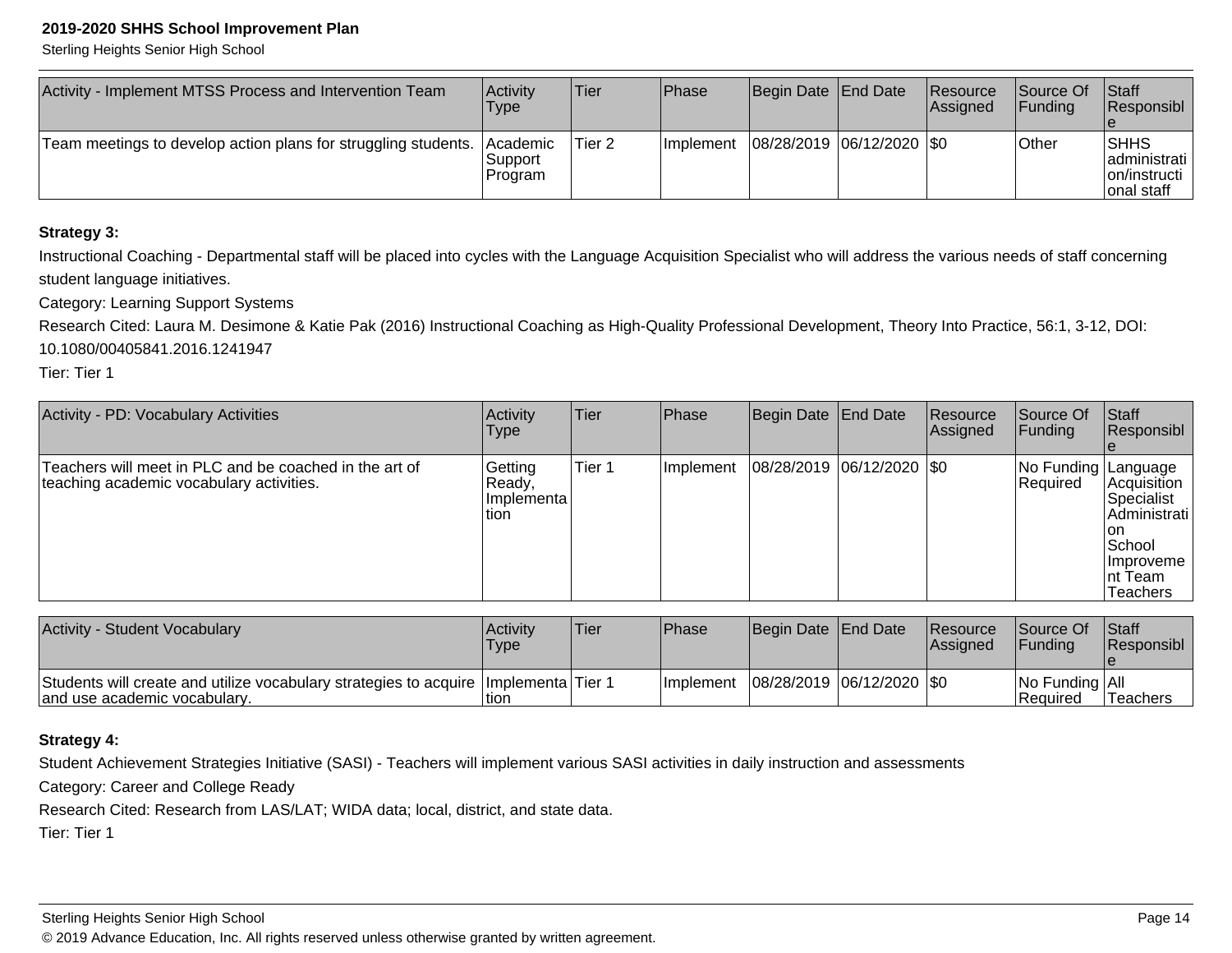| Activity - Implement MTSS Process and Intervention Team | Activity Type | Tier | Phase | Begin Date | End Date | Resource Assigned | Source Of Funding | Staff Responsible |
|---|---|---|---|---|---|---|---|---|
| Team meetings to develop action plans for struggling students. | Academic Support Program | Tier 2 | Implement | 08/28/2019 | 06/12/2020 | $0 | Other | SHHS administration/instructional staff |

**Strategy 3:**

Instructional Coaching - Departmental staff will be placed into cycles with the Language Acquisition Specialist who will address the various needs of staff concerning student language initiatives.

Category: Learning Support Systems

Research Cited: Laura M. Desimone & Katie Pak (2016) Instructional Coaching as High-Quality Professional Development, Theory Into Practice, 56:1, 3-12, DOI: 10.1080/00405841.2016.1241947

Tier: Tier 1

| Activity - PD: Vocabulary Activities | Activity Type | Tier | Phase | Begin Date | End Date | Resource Assigned | Source Of Funding | Staff Responsible |
|---|---|---|---|---|---|---|---|---|
| Teachers will meet in PLC and be coached in the art of teaching academic vocabulary activities. | Getting Ready, Implementation | Tier 1 | Implement | 08/28/2019 | 06/12/2020 | $0 | No Funding Required | Language Acquisition Specialist Administration School Improvement Team Teachers |

| Activity - Student Vocabulary | Activity Type | Tier | Phase | Begin Date | End Date | Resource Assigned | Source Of Funding | Staff Responsible |
|---|---|---|---|---|---|---|---|---|
| Students will create and utilize vocabulary strategies to acquire and use academic vocabulary. | Implementation | Tier 1 | Implement | 08/28/2019 | 06/12/2020 | $0 | No Funding Required | All Teachers |

**Strategy 4:**

Student Achievement Strategies Initiative (SASI) - Teachers will implement various SASI activities in daily instruction and assessments

Category: Career and College Ready

Research Cited: Research from LAS/LAT; WIDA data; local, district, and state data.

Tier: Tier 1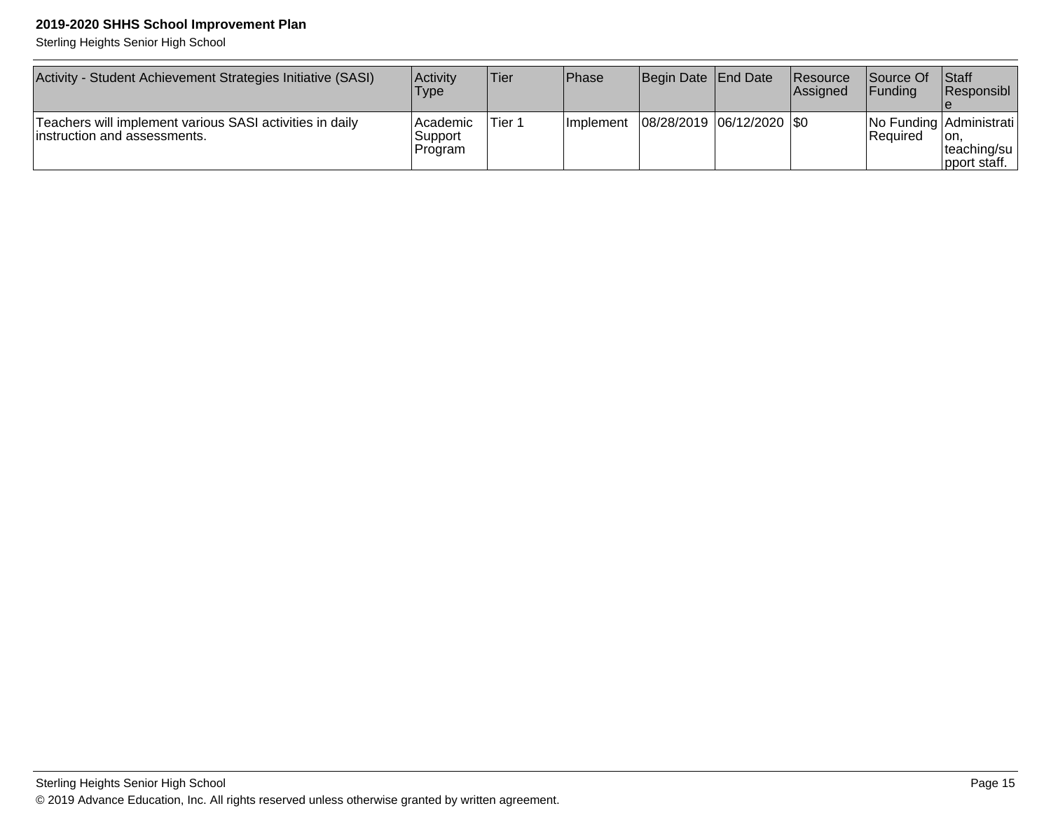| Activity - Student Achievement Strategies Initiative (SASI) | Activity Type | Tier | Phase | Begin Date | End Date | Resource Assigned | Source Of Funding | Staff Responsible |
|---|---|---|---|---|---|---|---|---|
| Teachers will implement various SASI activities in daily instruction and assessments. | Academic Support Program | Tier 1 | Implement | 08/28/2019 | 06/12/2020 | $0 | No Funding Required | Administration, teaching/support staff. |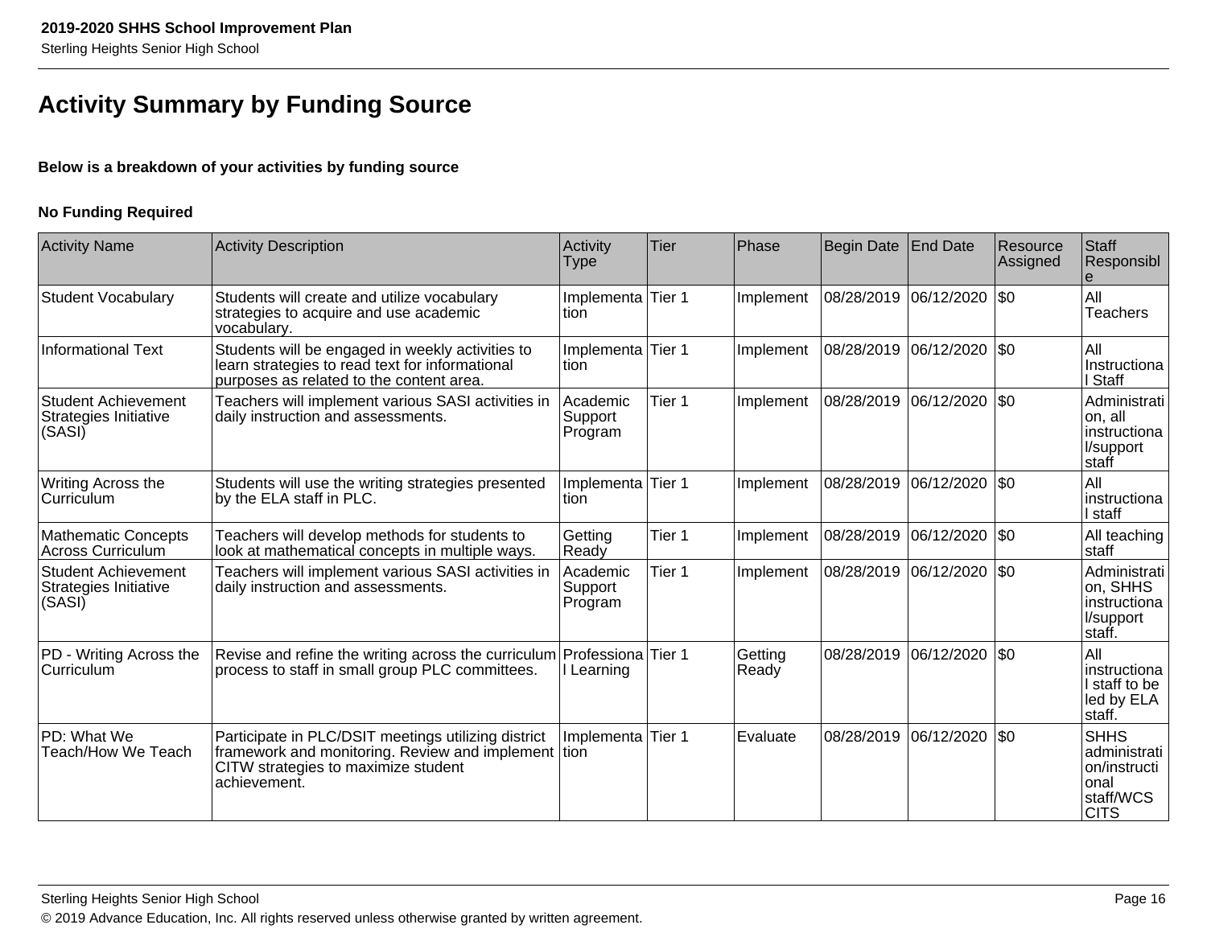# Activity Summary by Funding Source

**Below is a breakdown of your activities by funding source**

**No Funding Required**

| Activity Name | Activity Description | Activity Type | Tier | Phase | Begin Date | End Date | Resource Assigned | Staff Responsible |
|---|---|---|---|---|---|---|---|---|
| Student Vocabulary | Students will create and utilize vocabulary strategies to acquire and use academic vocabulary. | Implementation | Tier 1 | Implement | 08/28/2019 | 06/12/2020 | $0 | All Teachers |
| Informational Text | Students will be engaged in weekly activities to learn strategies to read text for informational purposes as related to the content area. | Implementation | Tier 1 | Implement | 08/28/2019 | 06/12/2020 | $0 | All Instructional Staff |
| Student Achievement Strategies Initiative (SASI) | Teachers will implement various SASI activities in daily instruction and assessments. | Academic Support Program | Tier 1 | Implement | 08/28/2019 | 06/12/2020 | $0 | Administration, all instructional/support staff |
| Writing Across the Curriculum | Students will use the writing strategies presented by the ELA staff in PLC. | Implementation | Tier 1 | Implement | 08/28/2019 | 06/12/2020 | $0 | All instructional staff |
| Mathematic Concepts Across Curriculum | Teachers will develop methods for students to look at mathematical concepts in multiple ways. | Getting Ready | Tier 1 | Implement | 08/28/2019 | 06/12/2020 | $0 | All teaching staff |
| Student Achievement Strategies Initiative (SASI) | Teachers will implement various SASI activities in daily instruction and assessments. | Academic Support Program | Tier 1 | Implement | 08/28/2019 | 06/12/2020 | $0 | Administration, SHHS instructional/support staff. |
| PD - Writing Across the Curriculum | Revise and refine the writing across the curriculum process to staff in small group PLC committees. | Professional Learning | Tier 1 | Getting Ready | 08/28/2019 | 06/12/2020 | $0 | All instructional staff to be led by ELA staff. |
| PD: What We Teach/How We Teach | Participate in PLC/DSIT meetings utilizing district framework and monitoring. Review and implement CITW strategies to maximize student achievement. | Implementation | Tier 1 | Evaluate | 08/28/2019 | 06/12/2020 | $0 | SHHS administration/instructional staff/WCS CITS |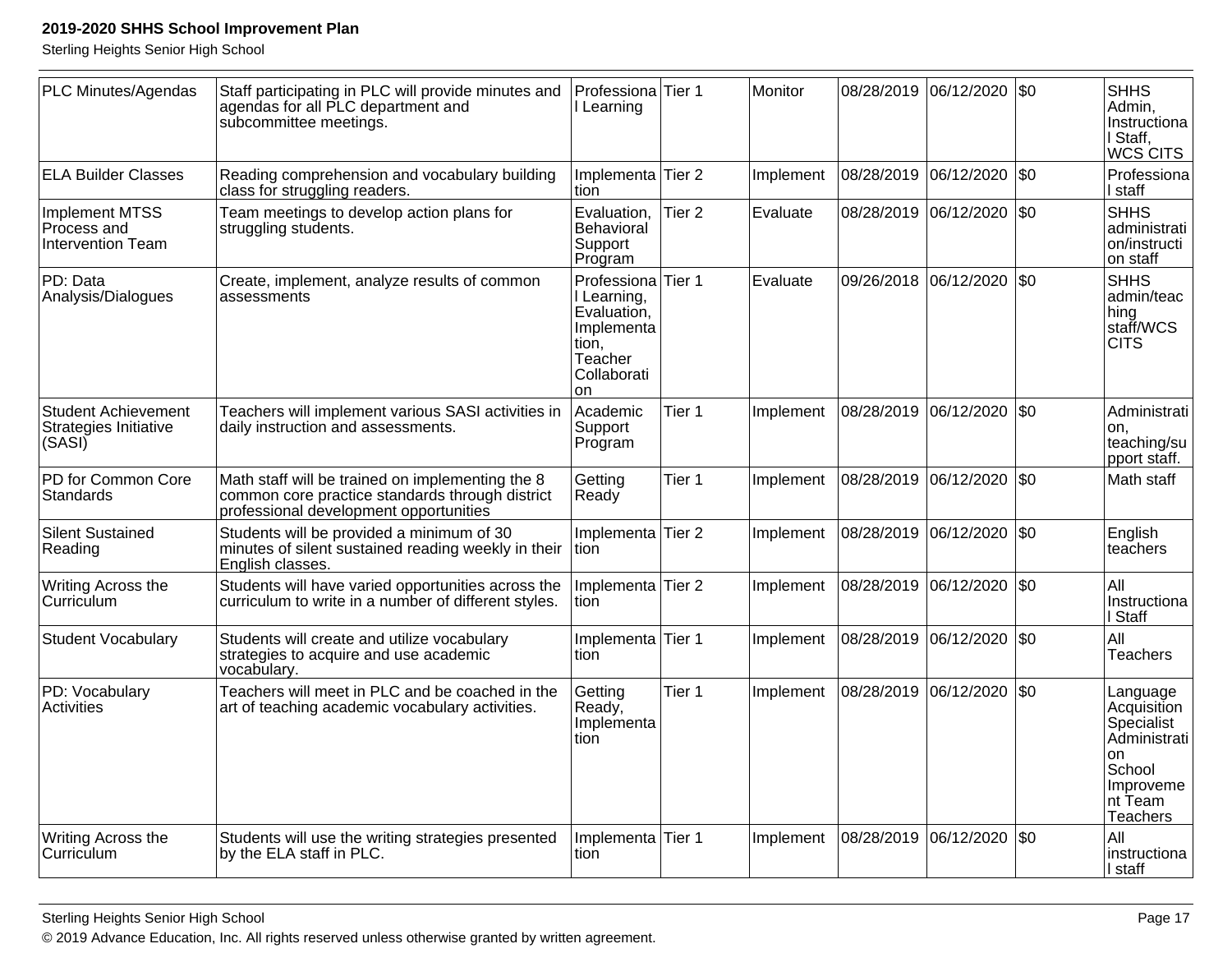| | | | | | | | | |
|---|---|---|---|---|---|---|---|---|
| PLC Minutes/Agendas | Staff participating in PLC will provide minutes and agendas for all PLC department and subcommittee meetings. | Professional Learning | Tier 1 | Monitor | 08/28/2019 | 06/12/2020 | $0 | SHHS Admin, Instructional Staff, WCS CITS |
| ELA Builder Classes | Reading comprehension and vocabulary building class for struggling readers. | Implementation | Tier 2 | Implement | 08/28/2019 | 06/12/2020 | $0 | Professional staff |
| Implement MTSS Process and Intervention Team | Team meetings to develop action plans for struggling students. | Evaluation, Behavioral Support Program | Tier 2 | Evaluate | 08/28/2019 | 06/12/2020 | $0 | SHHS administration/instruction staff |
| PD: Data Analysis/Dialogues | Create, implement, analyze results of common assessments | Professional Learning, Evaluation, Implementation, Teacher Collaboration | Tier 1 | Evaluate | 09/26/2018 | 06/12/2020 | $0 | SHHS admin/teaching staff/WCS CITS |
| Student Achievement Strategies Initiative (SASI) | Teachers will implement various SASI activities in daily instruction and assessments. | Academic Support Program | Tier 1 | Implement | 08/28/2019 | 06/12/2020 | $0 | Administration, teaching/support staff. |
| PD for Common Core Standards | Math staff will be trained on implementing the 8 common core practice standards through district professional development opportunities | Getting Ready | Tier 1 | Implement | 08/28/2019 | 06/12/2020 | $0 | Math staff |
| Silent Sustained Reading | Students will be provided a minimum of 30 minutes of silent sustained reading weekly in their English classes. | Implementation | Tier 2 | Implement | 08/28/2019 | 06/12/2020 | $0 | English teachers |
| Writing Across the Curriculum | Students will have varied opportunities across the curriculum to write in a number of different styles. | Implementation | Tier 2 | Implement | 08/28/2019 | 06/12/2020 | $0 | All Instructional Staff |
| Student Vocabulary | Students will create and utilize vocabulary strategies to acquire and use academic vocabulary. | Implementation | Tier 1 | Implement | 08/28/2019 | 06/12/2020 | $0 | All Teachers |
| PD: Vocabulary Activities | Teachers will meet in PLC and be coached in the art of teaching academic vocabulary activities. | Getting Ready, Implementation | Tier 1 | Implement | 08/28/2019 | 06/12/2020 | $0 | Language Acquisition Specialist Administration School Improvement Team Teachers |
| Writing Across the Curriculum | Students will use the writing strategies presented by the ELA staff in PLC. | Implementation | Tier 1 | Implement | 08/28/2019 | 06/12/2020 | $0 | All instructional staff |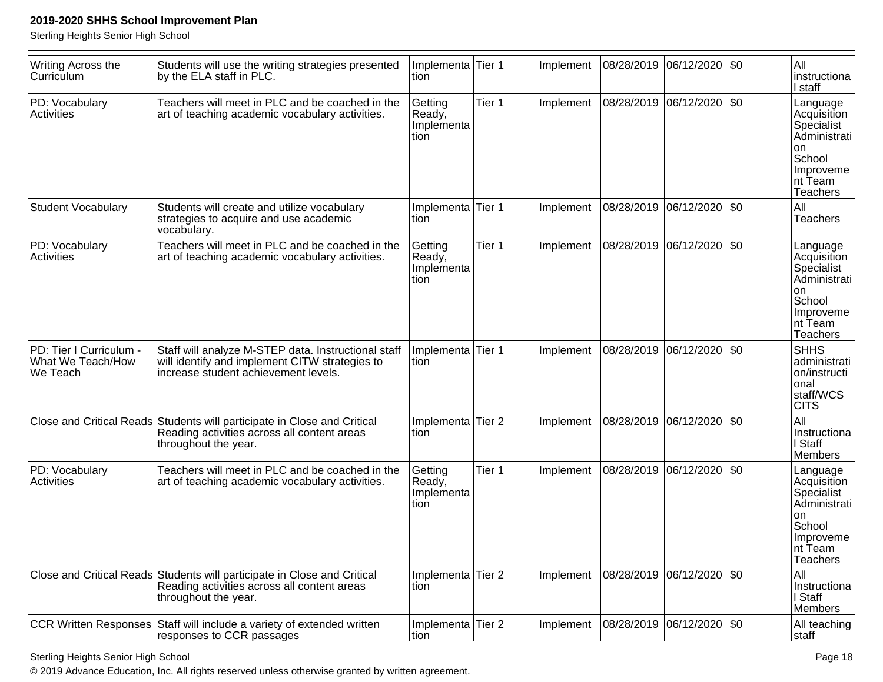| Writing Across the Curriculum | Students will use the writing strategies presented by the ELA staff in PLC. | Implementation | Tier 1 | Implement | 08/28/2019 | 06/12/2020 | $0 | All instructional staff |
|---|---|---|---|---|---|---|---|---|
| PD: Vocabulary Activities | Teachers will meet in PLC and be coached in the art of teaching academic vocabulary activities. | Getting Ready, Implementation | Tier 1 | Implement | 08/28/2019 | 06/12/2020 | $0 | Language Acquisition Specialist Administration School Improvement Team Teachers |
| Student Vocabulary | Students will create and utilize vocabulary strategies to acquire and use academic vocabulary. | Implementation | Tier 1 | Implement | 08/28/2019 | 06/12/2020 | $0 | All Teachers |
| PD: Vocabulary Activities | Teachers will meet in PLC and be coached in the art of teaching academic vocabulary activities. | Getting Ready, Implementation | Tier 1 | Implement | 08/28/2019 | 06/12/2020 | $0 | Language Acquisition Specialist Administration School Improvement Team Teachers |
| PD: Tier I Curriculum - What We Teach/How We Teach | Staff will analyze M-STEP data. Instructional staff will identify and implement CITW strategies to increase student achievement levels. | Implementation | Tier 1 | Implement | 08/28/2019 | 06/12/2020 | $0 | SHHS administration/instructional staff/WCS CITS |
| Close and Critical Reads | Students will participate in Close and Critical Reading activities across all content areas throughout the year. | Implementation | Tier 2 | Implement | 08/28/2019 | 06/12/2020 | $0 | All Instructional Staff Members |
| PD: Vocabulary Activities | Teachers will meet in PLC and be coached in the art of teaching academic vocabulary activities. | Getting Ready, Implementation | Tier 1 | Implement | 08/28/2019 | 06/12/2020 | $0 | Language Acquisition Specialist Administration School Improvement Team Teachers |
| Close and Critical Reads | Students will participate in Close and Critical Reading activities across all content areas throughout the year. | Implementation | Tier 2 | Implement | 08/28/2019 | 06/12/2020 | $0 | All Instructional Staff Members |
| CCR Written Responses | Staff will include a variety of extended written responses to CCR passages | Implementation | Tier 2 | Implement | 08/28/2019 | 06/12/2020 | $0 | All teaching staff |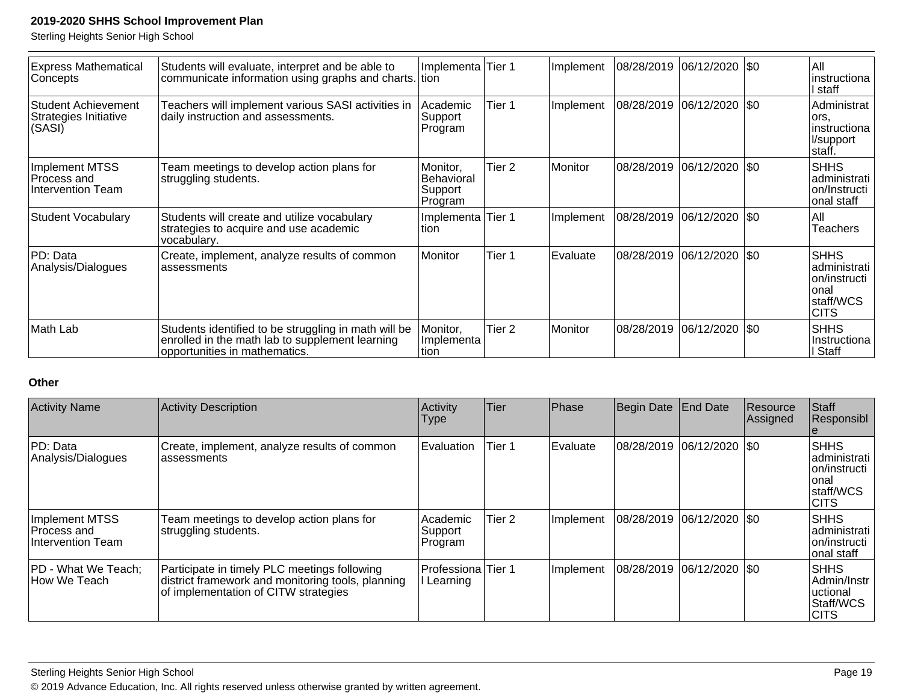| Activity Name | Activity Description | Activity Type | Tier | Phase | Begin Date | End Date | Resource Assigned | Staff Responsible |
|---|---|---|---|---|---|---|---|---|
| Express Mathematical Concepts | Students will evaluate, interpret and be able to communicate information using graphs and charts. | Implementation | Tier 1 | Implement | 08/28/2019 | 06/12/2020 | $0 | All instructional staff |
| Student Achievement Strategies Initiative (SASI) | Teachers will implement various SASI activities in daily instruction and assessments. | Academic Support Program | Tier 1 | Implement | 08/28/2019 | 06/12/2020 | $0 | Administrators, instructional/support staff. |
| Implement MTSS Process and Intervention Team | Team meetings to develop action plans for struggling students. | Monitor, Behavioral Support Program | Tier 2 | Monitor | 08/28/2019 | 06/12/2020 | $0 | SHHS administration/Instructional staff |
| Student Vocabulary | Students will create and utilize vocabulary strategies to acquire and use academic vocabulary. | Implementation | Tier 1 | Implement | 08/28/2019 | 06/12/2020 | $0 | All Teachers |
| PD: Data Analysis/Dialogues | Create, implement, analyze results of common assessments | Monitor | Tier 1 | Evaluate | 08/28/2019 | 06/12/2020 | $0 | SHHS administration/instructional staff/WCS CITS |
| Math Lab | Students identified to be struggling in math will be enrolled in the math lab to supplement learning opportunities in mathematics. | Monitor, Implementation | Tier 2 | Monitor | 08/28/2019 | 06/12/2020 | $0 | SHHS Instructional Staff |

**Other**

| Activity Name | Activity Description | Activity Type | Tier | Phase | Begin Date | End Date | Resource Assigned | Staff Responsible |
|---|---|---|---|---|---|---|---|---|
| PD: Data Analysis/Dialogues | Create, implement, analyze results of common assessments | Evaluation | Tier 1 | Evaluate | 08/28/2019 | 06/12/2020 | $0 | SHHS administration/instructional staff/WCS CITS |
| Implement MTSS Process and Intervention Team | Team meetings to develop action plans for struggling students. | Academic Support Program | Tier 2 | Implement | 08/28/2019 | 06/12/2020 | $0 | SHHS administration/instructional staff |
| PD - What We Teach; How We Teach | Participate in timely PLC meetings following district framework and monitoring tools, planning of implementation of CITW strategies | Professional Learning | Tier 1 | Implement | 08/28/2019 | 06/12/2020 | $0 | SHHS Admin/Instructional Staff/WCS CITS |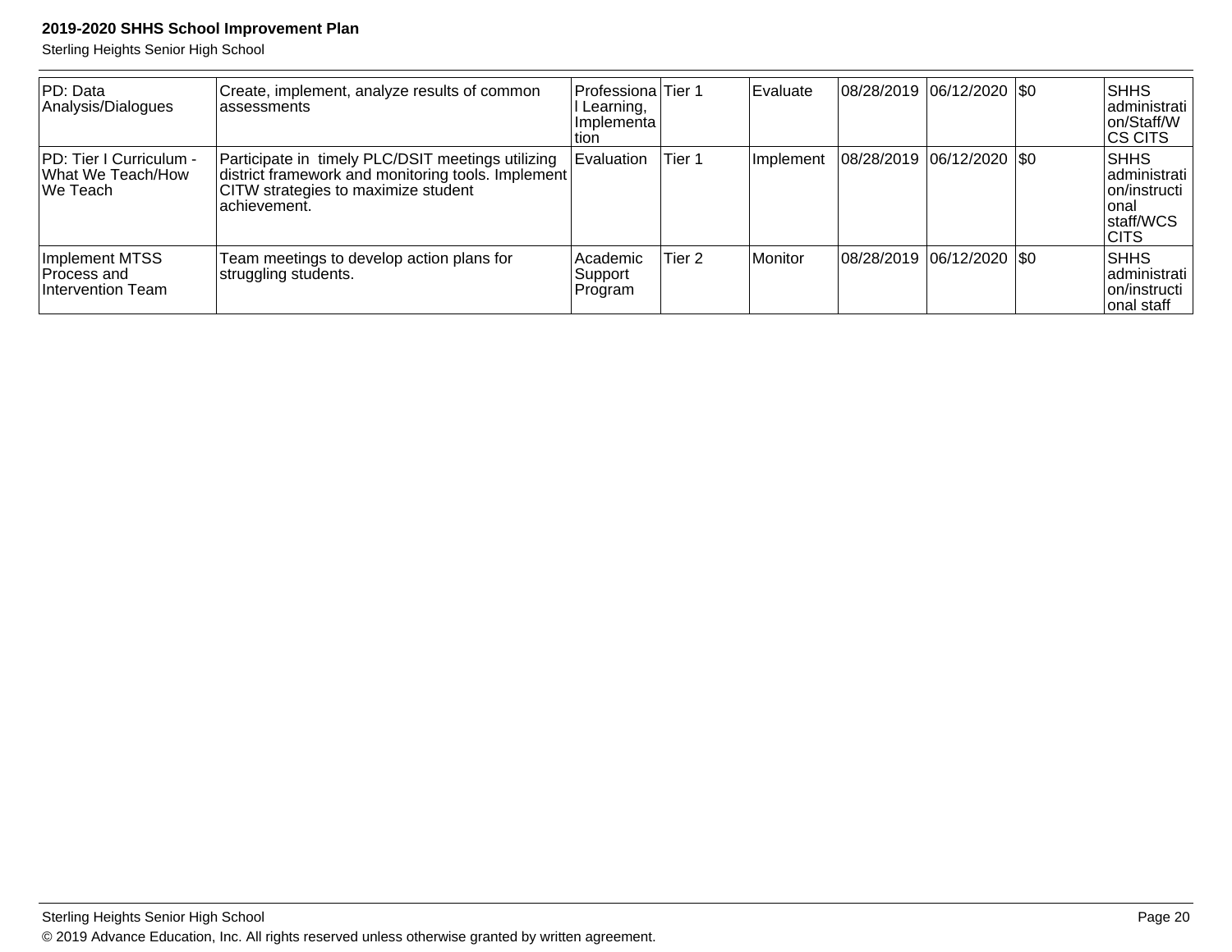| | | | | | | | | |
|---|---|---|---|---|---|---|---|---|
| PD: Data Analysis/Dialogues | Create, implement, analyze results of common assessments | Professional Learning, Implementation | Tier 1 | Evaluate | 08/28/2019 | 06/12/2020 | $0 | SHHS administration/Staff/WCS CITS |
| PD: Tier I Curriculum - What We Teach/How We Teach | Participate in timely PLC/DSIT meetings utilizing district framework and monitoring tools. Implement CITW strategies to maximize student achievement. | Evaluation | Tier 1 | Implement | 08/28/2019 | 06/12/2020 | $0 | SHHS administration/instructional staff/WCS CITS |
| Implement MTSS Process and Intervention Team | Team meetings to develop action plans for struggling students. | Academic Support Program | Tier 2 | Monitor | 08/28/2019 | 06/12/2020 | $0 | SHHS administration/instructional staff |